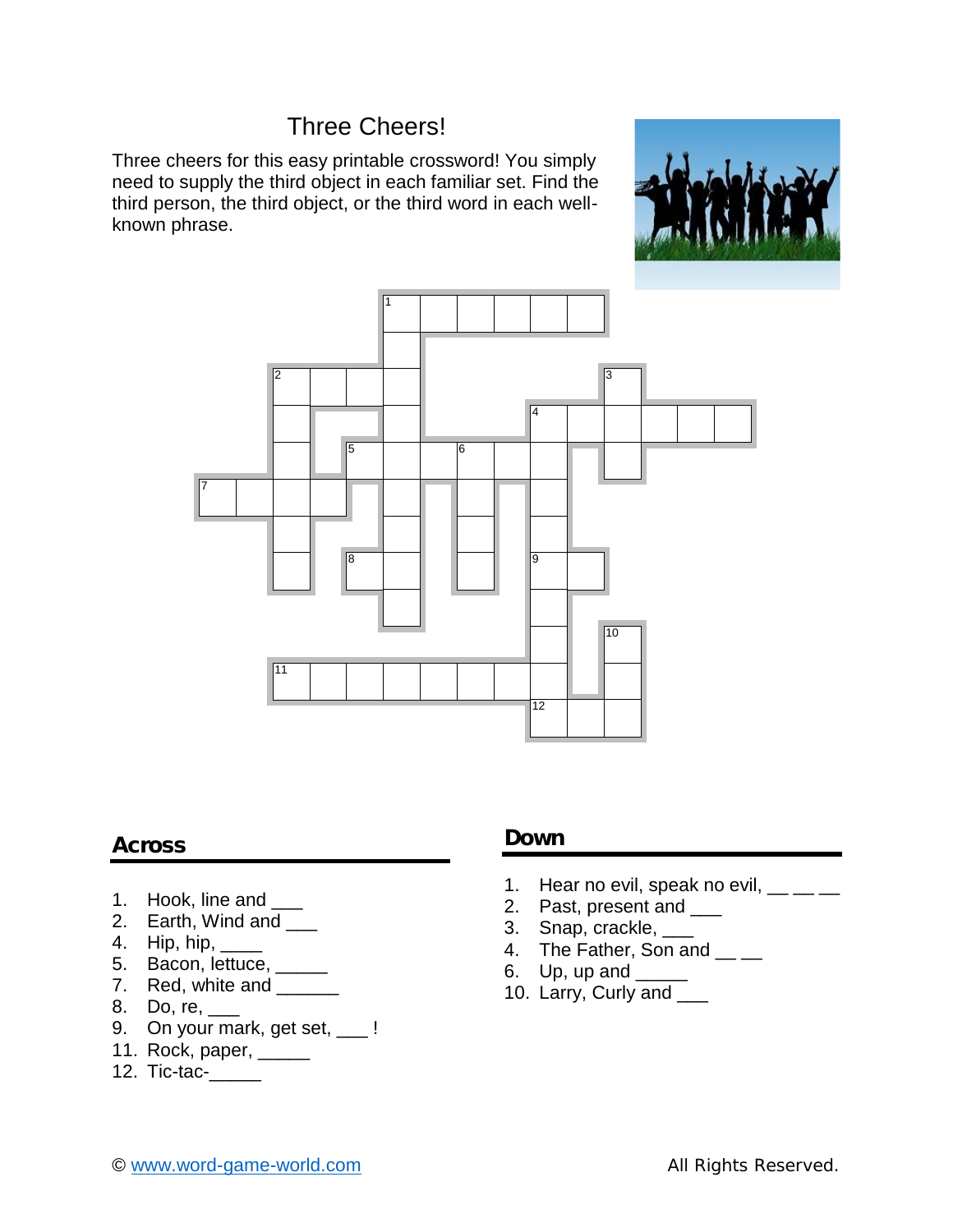# Three Cheers!

Three cheers for this easy printable crossword! You simply need to supply the third object in each familiar set. Find the third person, the third object, or the third word in each well-known phrase.

## Across

1. Hook, line and ___
2. Earth, Wind and ___
4. Hip, hip, ____
5. Bacon, lettuce, _____
7. Red, white and ______
8. Do, re, ___
9. On your mark, get set, ___ !
11. Rock, paper, _____
12. Tic-tac-_____

## Down

1. Hear no evil, speak no evil, __ __ __
2. Past, present and ___
3. Snap, crackle, ___
4. The Father, Son and __ __
6. Up, up and _____
10. Larry, Curly and ___

© www.word-game-world.com All Rights Reserved.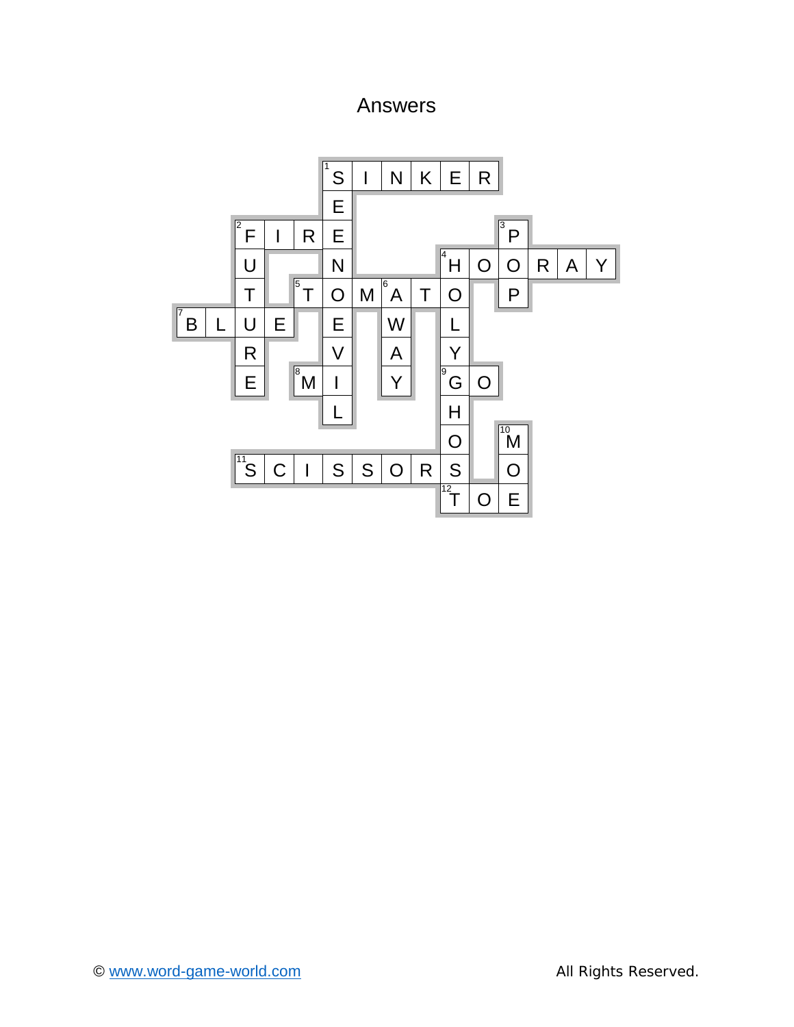# Answers

| | | | | | | | | | | | | | | |
|---|---|---|---|---|---|---|---|---|---|---|---|---|---|---|
| | | | | | 1 S | I | N | K | E | R | | | | |
| | | | | | E | | | | | | | | | |
| | | 2 F | I | R | E | | | | | | 3 P | | | |
| | | U | | | N | | | | 4 H | O | O | R | A | Y |
| | | T | | 5 T | O | M | 6 A | T | O | | P | | | |
| 7 B | L | U | E | | E | | W | | L | | | | | |
| | | R | | | V | | A | | Y | | | | | |
| | | E | | 8 M | I | | Y | | 9 G | O | | | | |
| | | | | | L | | | | H | | | | | |
| | | | | | | | | | O | | 10 M | | | |
| | | 11 S | C | I | S | S | O | R | S | | O | | | |
| | | | | | | | | | 12 T | O | E | | | |